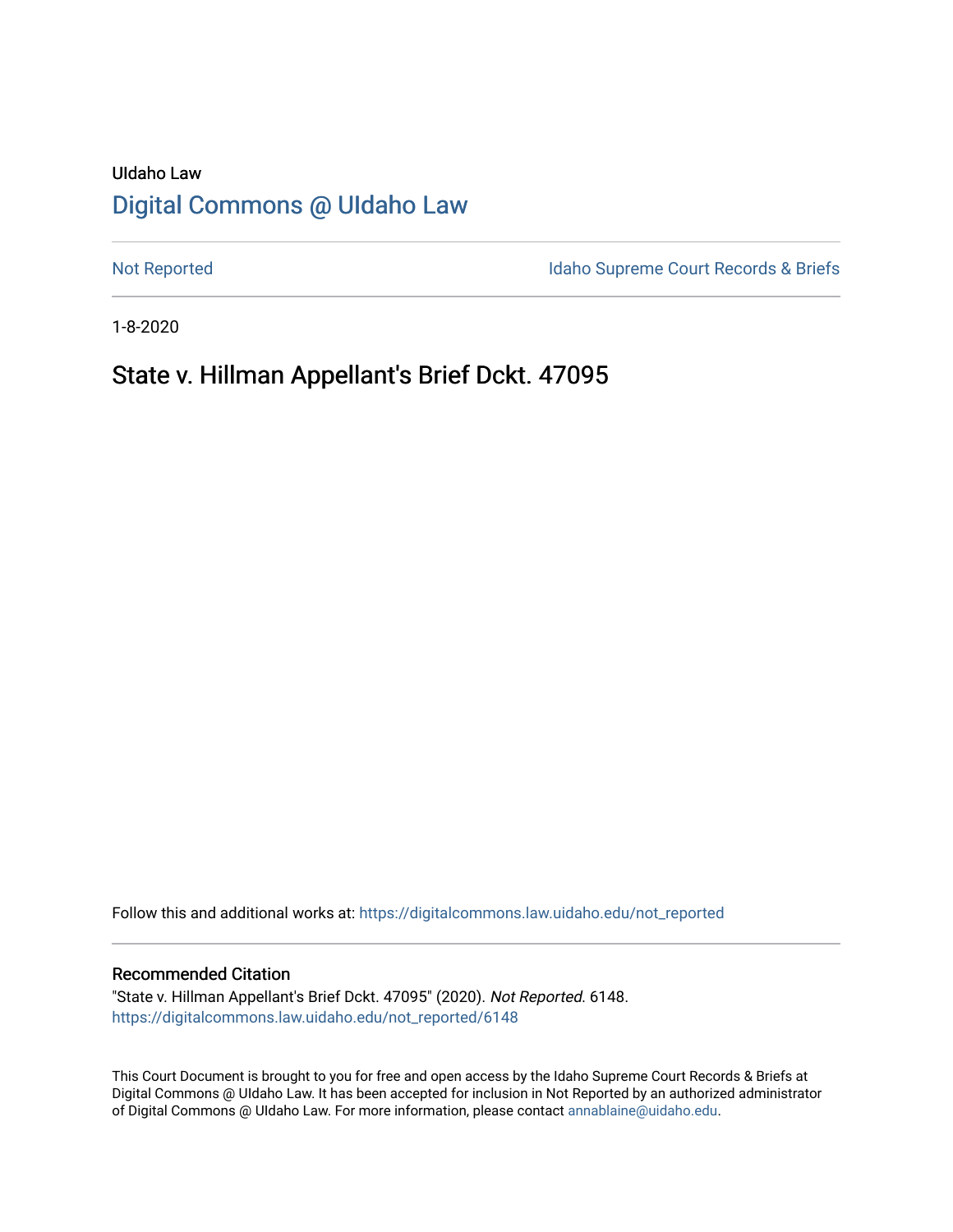UIdaho Law

# Digital Commons @ UIdaho Law

Not Reported | Idaho Supreme Court Records & Briefs

1-8-2020

## State v. Hillman Appellant's Brief Dckt. 47095

Follow this and additional works at: https://digitalcommons.law.uidaho.edu/not_reported

### Recommended Citation

"State v. Hillman Appellant's Brief Dckt. 47095" (2020). *Not Reported*. 6148.
https://digitalcommons.law.uidaho.edu/not_reported/6148

This Court Document is brought to you for free and open access by the Idaho Supreme Court Records & Briefs at Digital Commons @ UIdaho Law. It has been accepted for inclusion in Not Reported by an authorized administrator of Digital Commons @ UIdaho Law. For more information, please contact annablaine@uidaho.edu.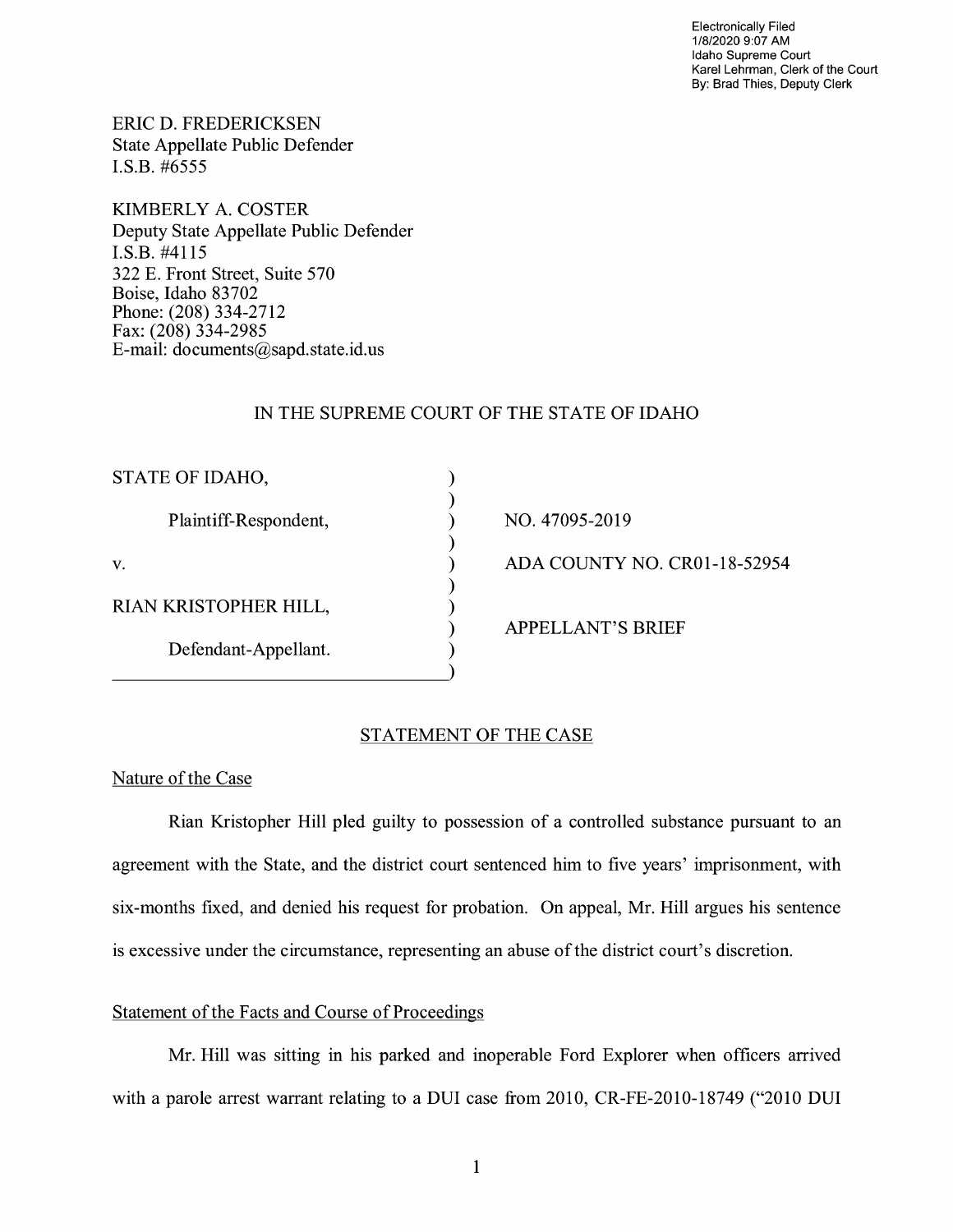Electronically Filed
1/8/2020 9:07 AM
Idaho Supreme Court
Karel Lehrman, Clerk of the Court
By: Brad Thies, Deputy Clerk

ERIC D. FREDERICKSEN
State Appellate Public Defender
I.S.B. #6555

KIMBERLY A. COSTER
Deputy State Appellate Public Defender
I.S.B. #4115
322 E. Front Street, Suite 570
Boise, Idaho 83702
Phone: (208) 334-2712
Fax: (208) 334-2985
E-mail: documents@sapd.state.id.us

IN THE SUPREME COURT OF THE STATE OF IDAHO

| | |
|---|---|
| STATE OF IDAHO, | |
| Plaintiff-Respondent, | NO. 47095-2019 |
| v. | ADA COUNTY NO. CR01-18-52954 |
| RIAN KRISTOPHER HILL, | APPELLANT'S BRIEF |
| Defendant-Appellant. | |

## STATEMENT OF THE CASE

### Nature of the Case

Rian Kristopher Hill pled guilty to possession of a controlled substance pursuant to an agreement with the State, and the district court sentenced him to five years' imprisonment, with six-months fixed, and denied his request for probation. On appeal, Mr. Hill argues his sentence is excessive under the circumstance, representing an abuse of the district court's discretion.

### Statement of the Facts and Course of Proceedings

Mr. Hill was sitting in his parked and inoperable Ford Explorer when officers arrived with a parole arrest warrant relating to a DUI case from 2010, CR-FE-2010-18749 ("2010 DUI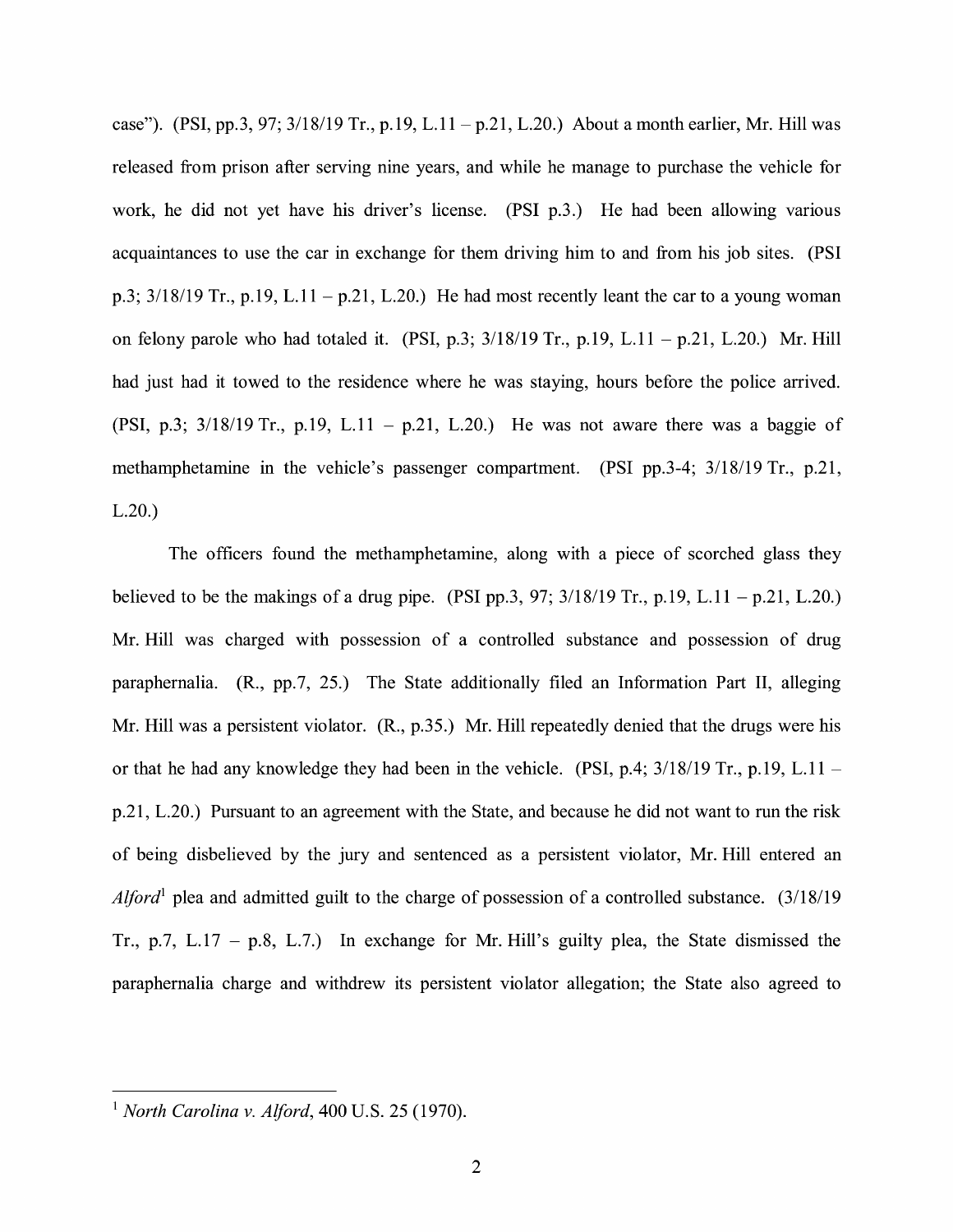case"). (PSI, pp.3, 97; 3/18/19 Tr., p.19, L.11 – p.21, L.20.) About a month earlier, Mr. Hill was released from prison after serving nine years, and while he manage to purchase the vehicle for work, he did not yet have his driver's license. (PSI p.3.) He had been allowing various acquaintances to use the car in exchange for them driving him to and from his job sites. (PSI p.3; 3/18/19 Tr., p.19, L.11 – p.21, L.20.) He had most recently leant the car to a young woman on felony parole who had totaled it. (PSI, p.3; 3/18/19 Tr., p.19, L.11 – p.21, L.20.) Mr. Hill had just had it towed to the residence where he was staying, hours before the police arrived. (PSI, p.3; 3/18/19 Tr., p.19, L.11 – p.21, L.20.) He was not aware there was a baggie of methamphetamine in the vehicle's passenger compartment. (PSI pp.3-4; 3/18/19 Tr., p.21, L.20.)

The officers found the methamphetamine, along with a piece of scorched glass they believed to be the makings of a drug pipe. (PSI pp.3, 97; 3/18/19 Tr., p.19, L.11 – p.21, L.20.) Mr. Hill was charged with possession of a controlled substance and possession of drug paraphernalia. (R., pp.7, 25.) The State additionally filed an Information Part II, alleging Mr. Hill was a persistent violator. (R., p.35.) Mr. Hill repeatedly denied that the drugs were his or that he had any knowledge they had been in the vehicle. (PSI, p.4; 3/18/19 Tr., p.19, L.11 – p.21, L.20.) Pursuant to an agreement with the State, and because he did not want to run the risk of being disbelieved by the jury and sentenced as a persistent violator, Mr. Hill entered an *Alford*[1] plea and admitted guilt to the charge of possession of a controlled substance. (3/18/19 Tr., p.7, L.17 – p.8, L.7.) In exchange for Mr. Hill's guilty plea, the State dismissed the paraphernalia charge and withdrew its persistent violator allegation; the State also agreed to

[1] *North Carolina v. Alford*, 400 U.S. 25 (1970).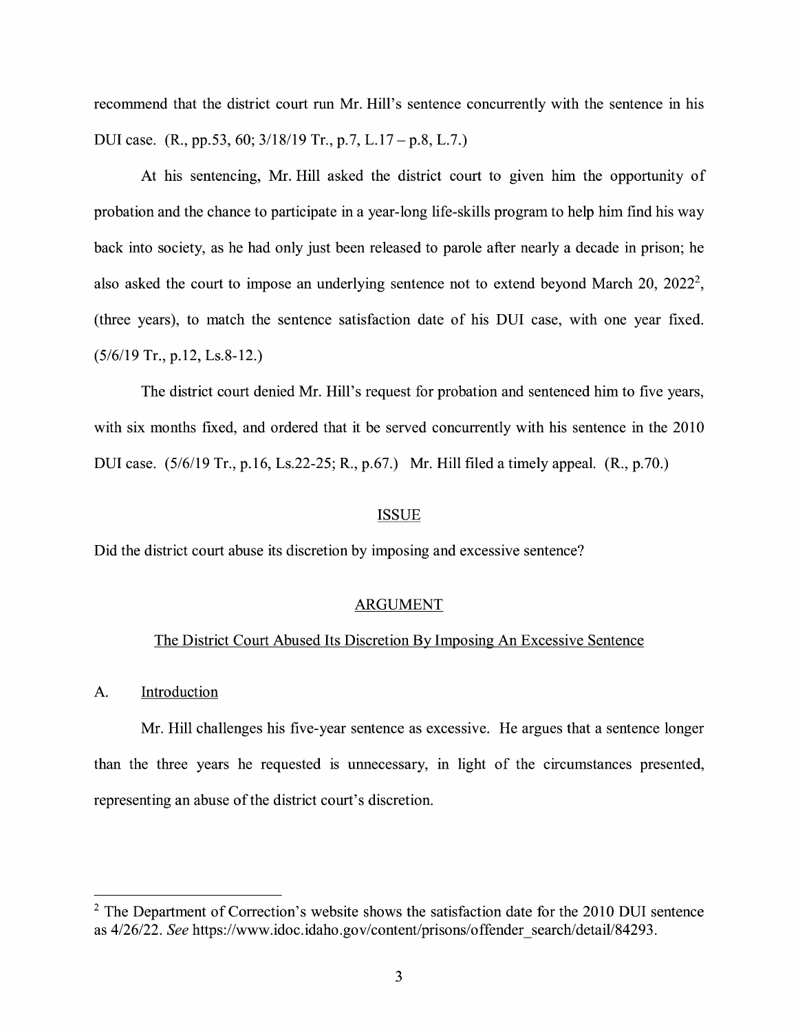recommend that the district court run Mr. Hill's sentence concurrently with the sentence in his DUI case. (R., pp.53, 60; 3/18/19 Tr., p.7, L.17 – p.8, L.7.)

At his sentencing, Mr. Hill asked the district court to given him the opportunity of probation and the chance to participate in a year-long life-skills program to help him find his way back into society, as he had only just been released to parole after nearly a decade in prison; he also asked the court to impose an underlying sentence not to extend beyond March 20, 2022[2], (three years), to match the sentence satisfaction date of his DUI case, with one year fixed. (5/6/19 Tr., p.12, Ls.8-12.)

The district court denied Mr. Hill's request for probation and sentenced him to five years, with six months fixed, and ordered that it be served concurrently with his sentence in the 2010 DUI case. (5/6/19 Tr., p.16, Ls.22-25; R., p.67.) Mr. Hill filed a timely appeal. (R., p.70.)

## ISSUE

Did the district court abuse its discretion by imposing and excessive sentence?

## ARGUMENT

### The District Court Abused Its Discretion By Imposing An Excessive Sentence

#### A. Introduction

Mr. Hill challenges his five-year sentence as excessive. He argues that a sentence longer than the three years he requested is unnecessary, in light of the circumstances presented, representing an abuse of the district court's discretion.

---

[2] The Department of Correction's website shows the satisfaction date for the 2010 DUI sentence as 4/26/22. *See* https://www.idoc.idaho.gov/content/prisons/offender_search/detail/84293.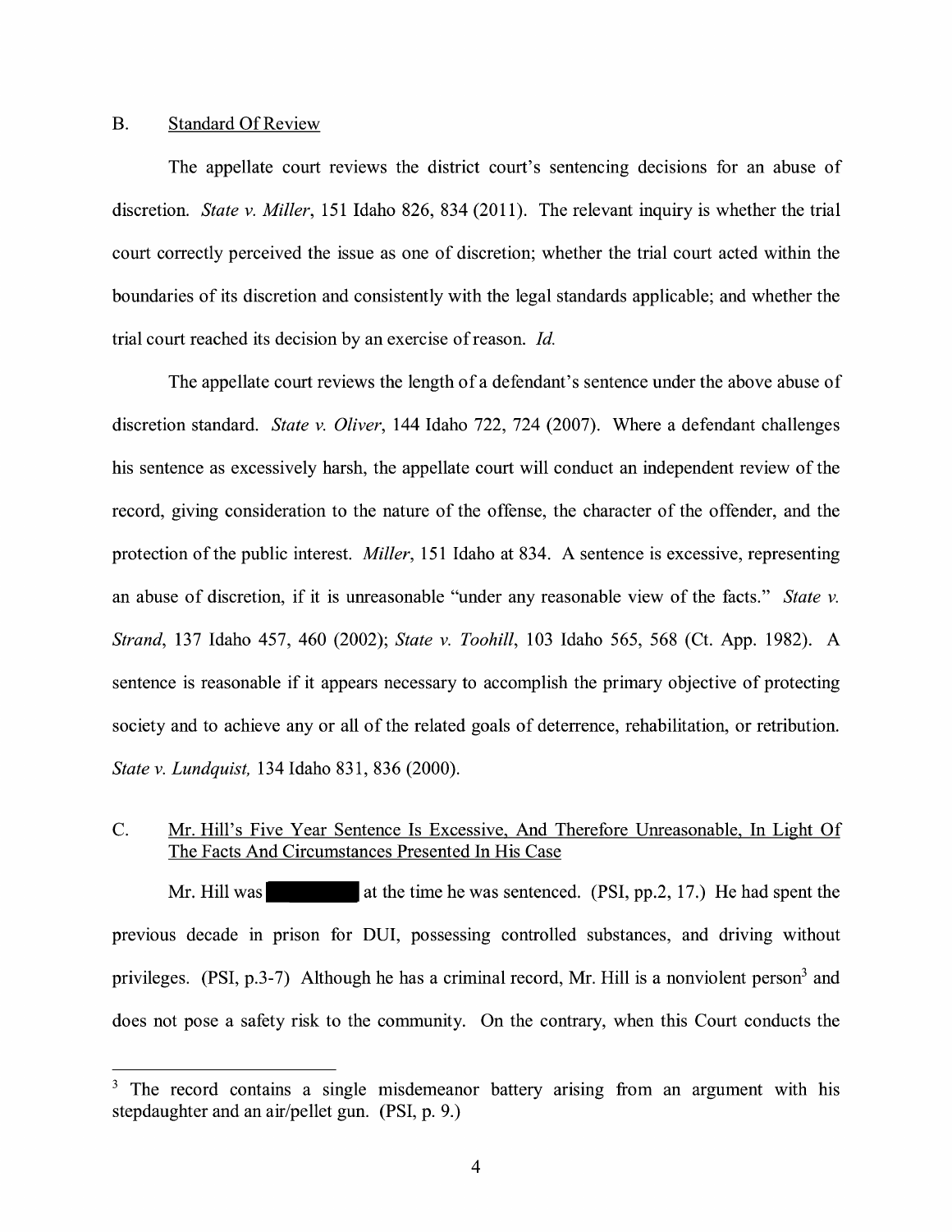## B. Standard Of Review

The appellate court reviews the district court's sentencing decisions for an abuse of discretion. *State v. Miller*, 151 Idaho 826, 834 (2011). The relevant inquiry is whether the trial court correctly perceived the issue as one of discretion; whether the trial court acted within the boundaries of its discretion and consistently with the legal standards applicable; and whether the trial court reached its decision by an exercise of reason. *Id.*

The appellate court reviews the length of a defendant's sentence under the above abuse of discretion standard. *State v. Oliver*, 144 Idaho 722, 724 (2007). Where a defendant challenges his sentence as excessively harsh, the appellate court will conduct an independent review of the record, giving consideration to the nature of the offense, the character of the offender, and the protection of the public interest. *Miller*, 151 Idaho at 834. A sentence is excessive, representing an abuse of discretion, if it is unreasonable "under any reasonable view of the facts." *State v. Strand*, 137 Idaho 457, 460 (2002); *State v. Toohill*, 103 Idaho 565, 568 (Ct. App. 1982). A sentence is reasonable if it appears necessary to accomplish the primary objective of protecting society and to achieve any or all of the related goals of deterrence, rehabilitation, or retribution. *State v. Lundquist*, 134 Idaho 831, 836 (2000).

## C. Mr. Hill's Five Year Sentence Is Excessive, And Therefore Unreasonable, In Light Of The Facts And Circumstances Presented In His Case

Mr. Hill was [redacted] at the time he was sentenced. (PSI, pp.2, 17.) He had spent the previous decade in prison for DUI, possessing controlled substances, and driving without privileges. (PSI, p.3-7) Although he has a criminal record, Mr. Hill is a nonviolent person[3] and does not pose a safety risk to the community. On the contrary, when this Court conducts the

[3] The record contains a single misdemeanor battery arising from an argument with his stepdaughter and an air/pellet gun. (PSI, p. 9.)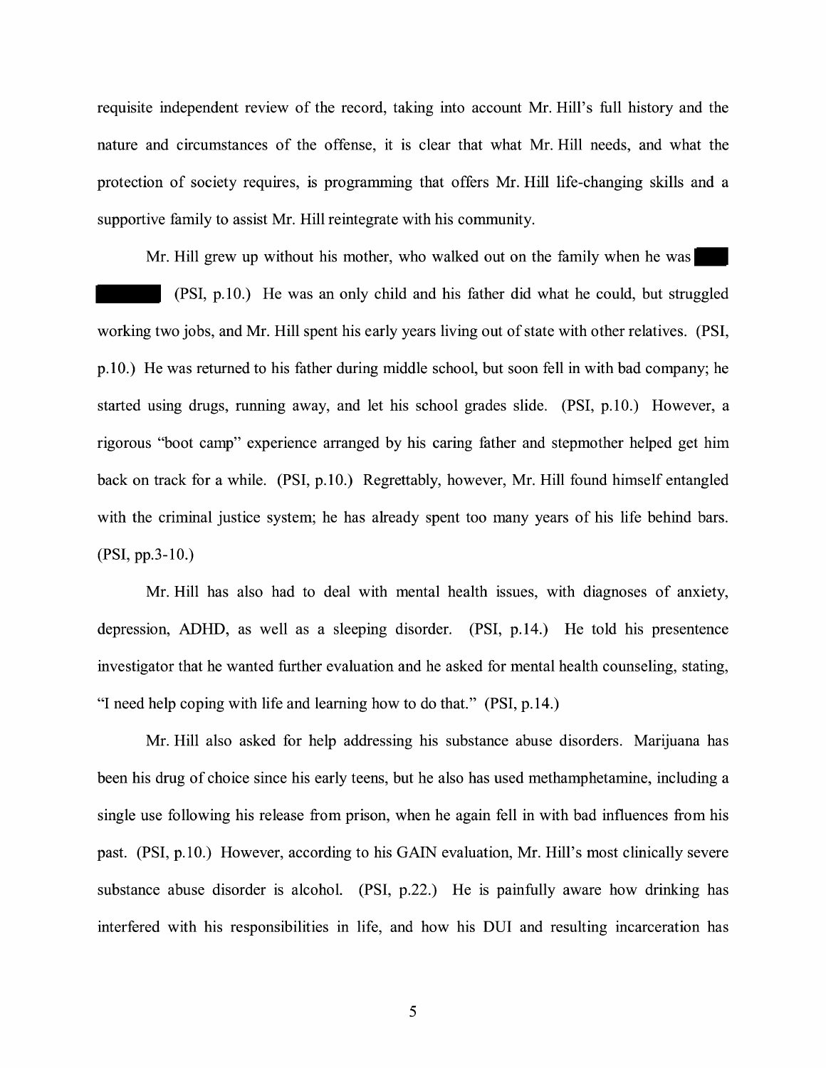requisite independent review of the record, taking into account Mr. Hill's full history and the nature and circumstances of the offense, it is clear that what Mr. Hill needs, and what the protection of society requires, is programming that offers Mr. Hill life-changing skills and a supportive family to assist Mr. Hill reintegrate with his community.

Mr. Hill grew up without his mother, who walked out on the family when he was ███ ██████ (PSI, p.10.) He was an only child and his father did what he could, but struggled working two jobs, and Mr. Hill spent his early years living out of state with other relatives. (PSI, p.10.) He was returned to his father during middle school, but soon fell in with bad company; he started using drugs, running away, and let his school grades slide. (PSI, p.10.) However, a rigorous "boot camp" experience arranged by his caring father and stepmother helped get him back on track for a while. (PSI, p.10.) Regrettably, however, Mr. Hill found himself entangled with the criminal justice system; he has already spent too many years of his life behind bars. (PSI, pp.3-10.)

Mr. Hill has also had to deal with mental health issues, with diagnoses of anxiety, depression, ADHD, as well as a sleeping disorder. (PSI, p.14.) He told his presentence investigator that he wanted further evaluation and he asked for mental health counseling, stating, "I need help coping with life and learning how to do that." (PSI, p.14.)

Mr. Hill also asked for help addressing his substance abuse disorders. Marijuana has been his drug of choice since his early teens, but he also has used methamphetamine, including a single use following his release from prison, when he again fell in with bad influences from his past. (PSI, p.10.) However, according to his GAIN evaluation, Mr. Hill's most clinically severe substance abuse disorder is alcohol. (PSI, p.22.) He is painfully aware how drinking has interfered with his responsibilities in life, and how his DUI and resulting incarceration has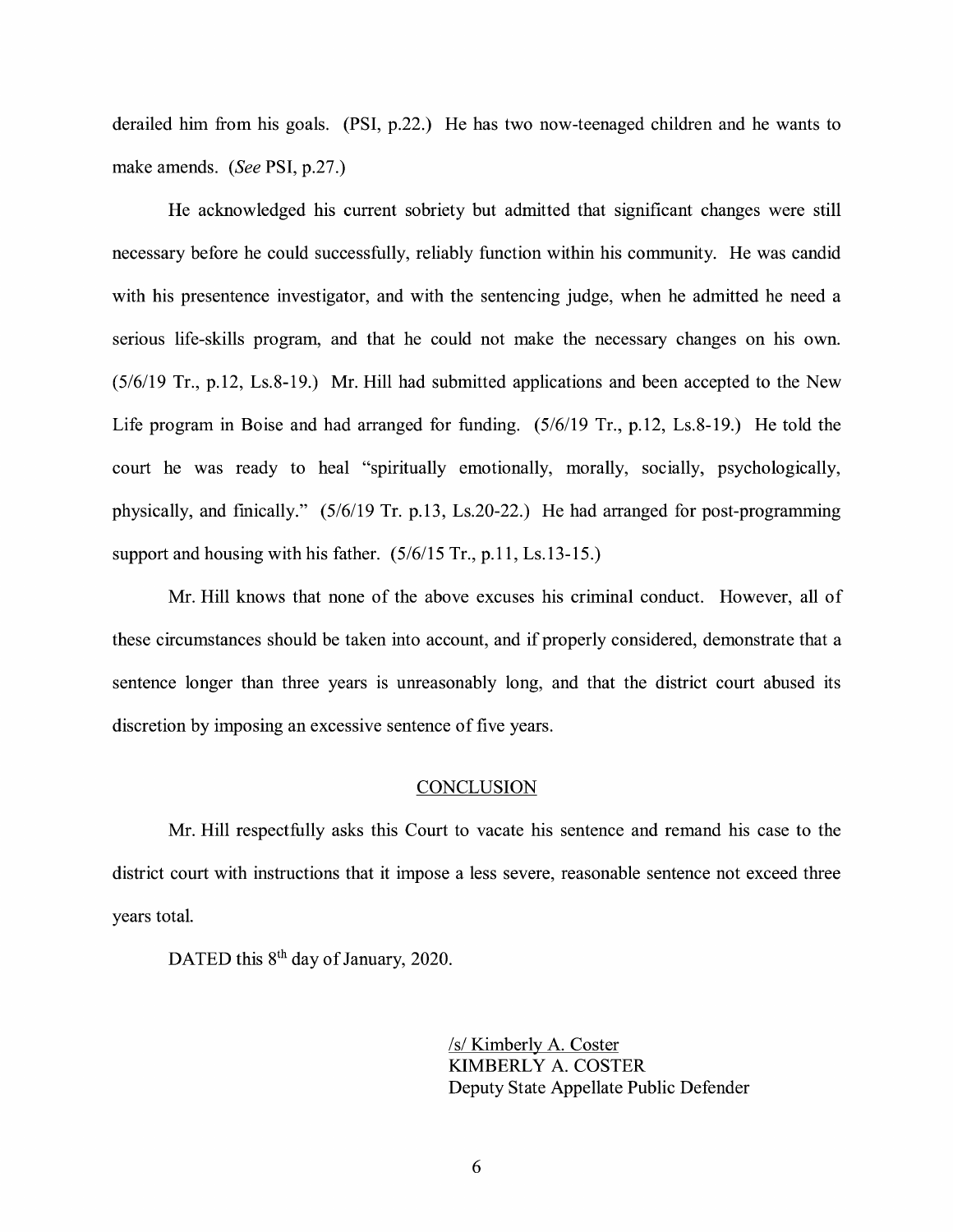derailed him from his goals. (PSI, p.22.) He has two now-teenaged children and he wants to make amends. (*See* PSI, p.27.)

He acknowledged his current sobriety but admitted that significant changes were still necessary before he could successfully, reliably function within his community. He was candid with his presentence investigator, and with the sentencing judge, when he admitted he need a serious life-skills program, and that he could not make the necessary changes on his own. (5/6/19 Tr., p.12, Ls.8-19.) Mr. Hill had submitted applications and been accepted to the New Life program in Boise and had arranged for funding. (5/6/19 Tr., p.12, Ls.8-19.) He told the court he was ready to heal "spiritually emotionally, morally, socially, psychologically, physically, and finically." (5/6/19 Tr. p.13, Ls.20-22.) He had arranged for post-programming support and housing with his father. (5/6/15 Tr., p.11, Ls.13-15.)

Mr. Hill knows that none of the above excuses his criminal conduct. However, all of these circumstances should be taken into account, and if properly considered, demonstrate that a sentence longer than three years is unreasonably long, and that the district court abused its discretion by imposing an excessive sentence of five years.

## CONCLUSION

Mr. Hill respectfully asks this Court to vacate his sentence and remand his case to the district court with instructions that it impose a less severe, reasonable sentence not exceed three years total.

DATED this 8th day of January, 2020.

/s/ Kimberly A. Coster
KIMBERLY A. COSTER
Deputy State Appellate Public Defender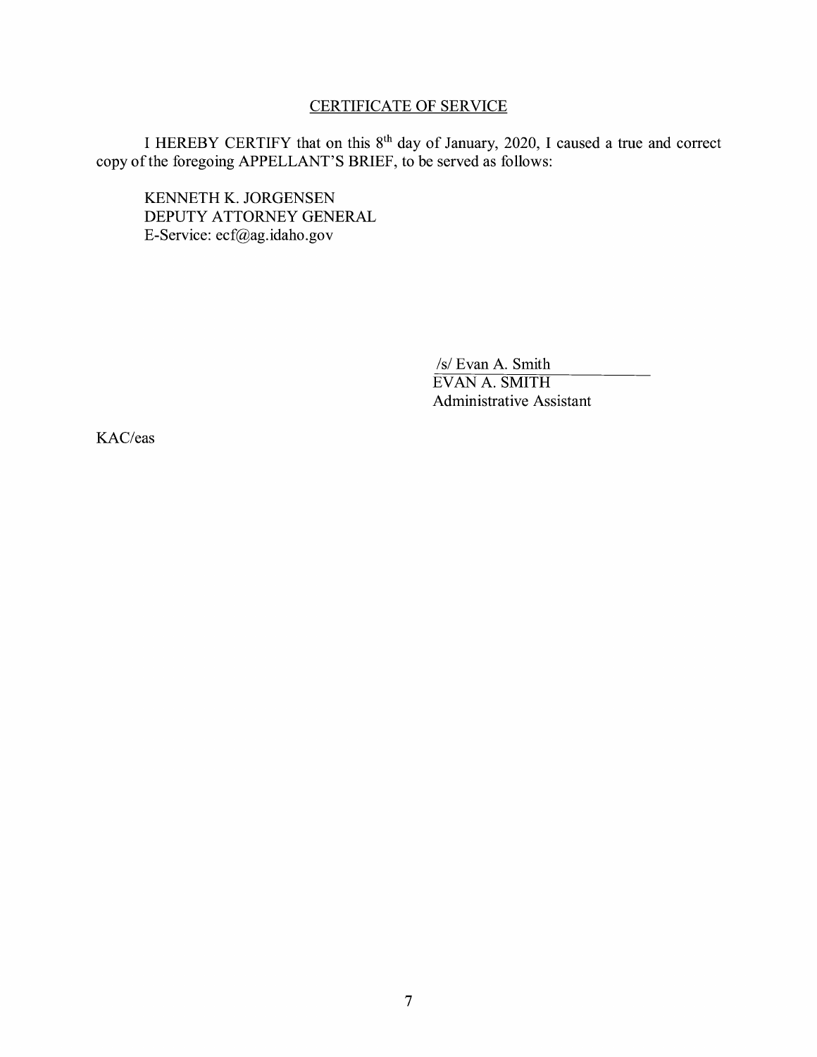## CERTIFICATE OF SERVICE

I HEREBY CERTIFY that on this 8th day of January, 2020, I caused a true and correct copy of the foregoing APPELLANT'S BRIEF, to be served as follows:

KENNETH K. JORGENSEN
DEPUTY ATTORNEY GENERAL
E-Service: ecf@ag.idaho.gov

/s/ Evan A. Smith
EVAN A. SMITH
Administrative Assistant

KAC/eas